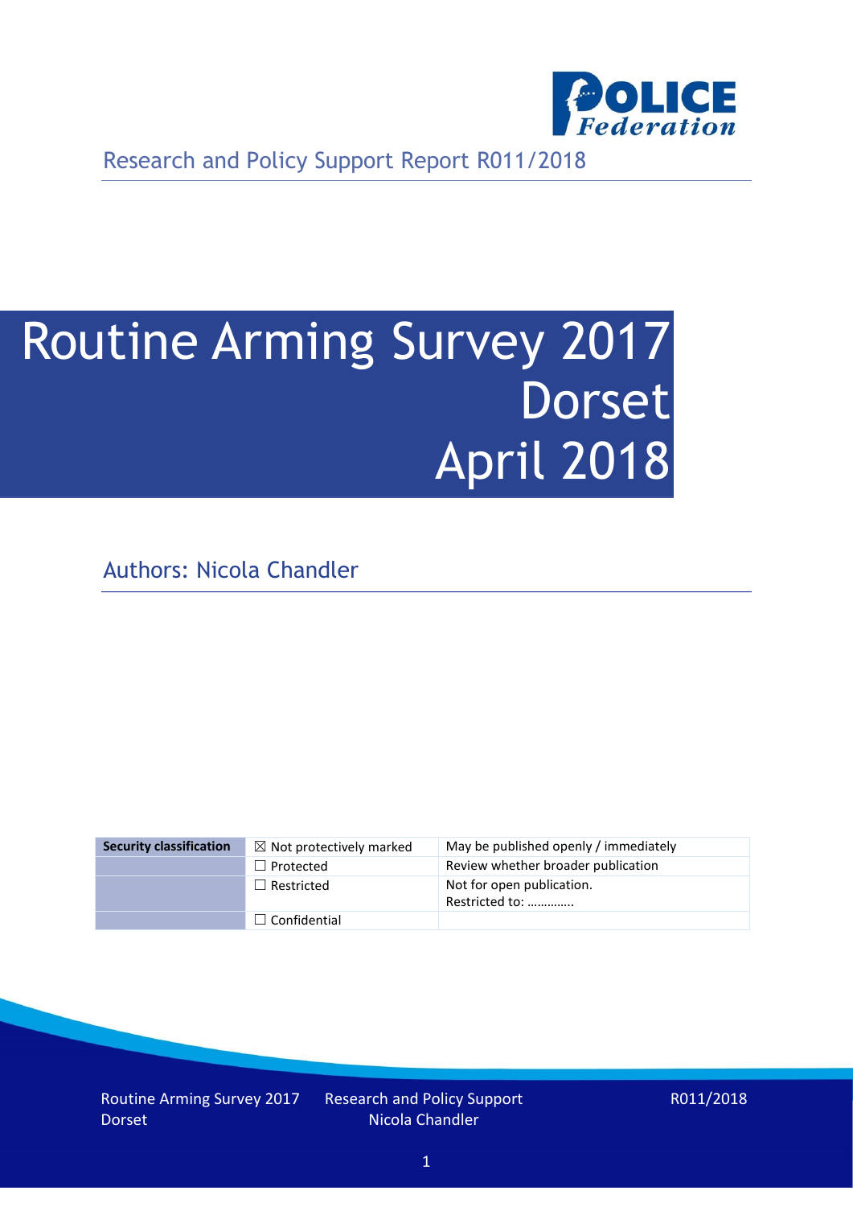Research and Policy Support Report R011/2018

# Routine Arming Survey 2017 Dorset April 2018

Authors: Nicola Chandler

| Security classification | ☒ Not protectively marked | May be published openly / immediately |
|---|---|---|
| | ☐ Protected | Review whether broader publication |
| | ☐ Restricted | Not for open publication. Restricted to: …………. |
| | ☐ Confidential | |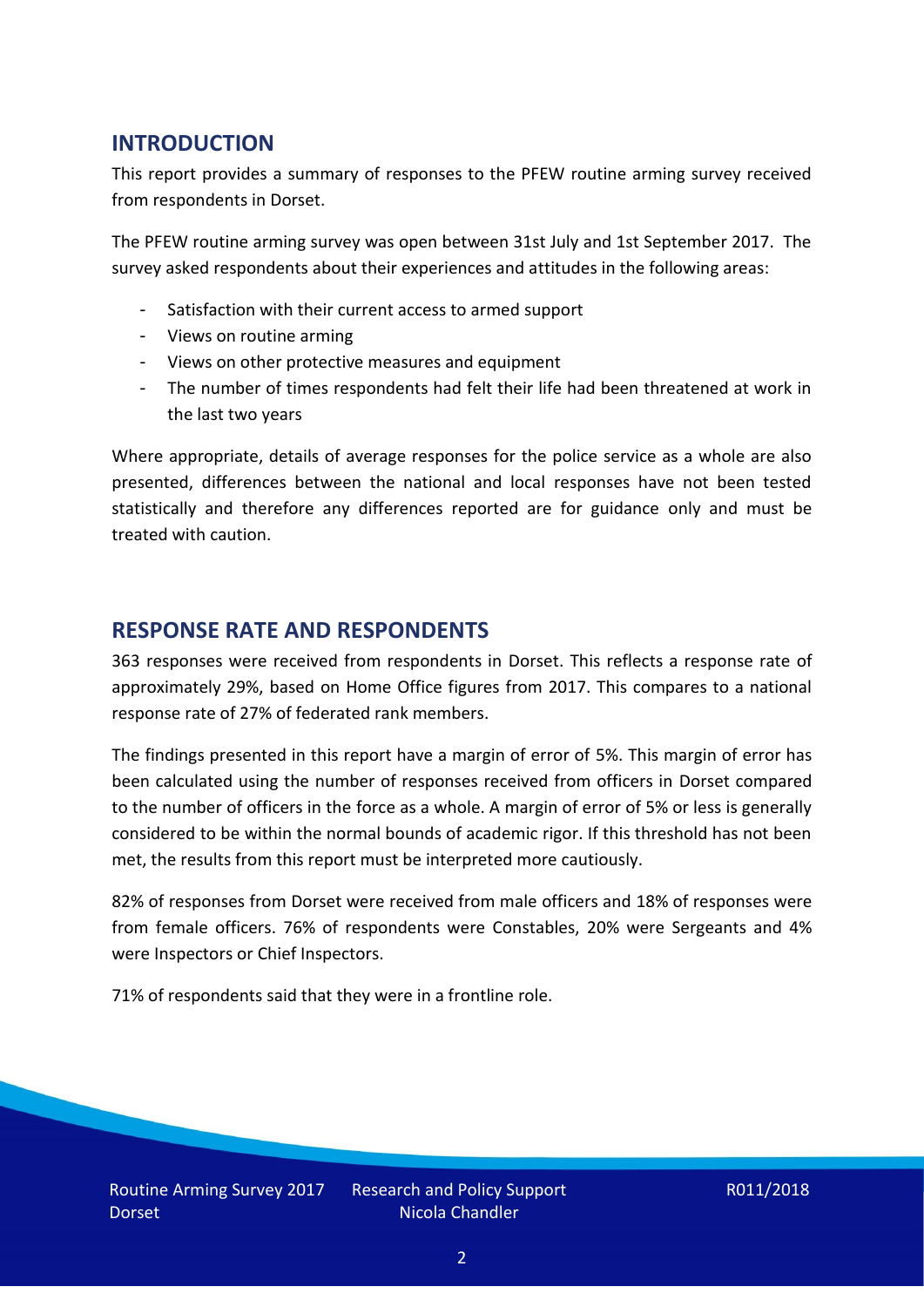## INTRODUCTION

This report provides a summary of responses to the PFEW routine arming survey received from respondents in Dorset.

The PFEW routine arming survey was open between 31st July and 1st September 2017. The survey asked respondents about their experiences and attitudes in the following areas:

- Satisfaction with their current access to armed support
- Views on routine arming
- Views on other protective measures and equipment
- The number of times respondents had felt their life had been threatened at work in the last two years

Where appropriate, details of average responses for the police service as a whole are also presented, differences between the national and local responses have not been tested statistically and therefore any differences reported are for guidance only and must be treated with caution.

## RESPONSE RATE AND RESPONDENTS

363 responses were received from respondents in Dorset. This reflects a response rate of approximately 29%, based on Home Office figures from 2017. This compares to a national response rate of 27% of federated rank members.

The findings presented in this report have a margin of error of 5%. This margin of error has been calculated using the number of responses received from officers in Dorset compared to the number of officers in the force as a whole. A margin of error of 5% or less is generally considered to be within the normal bounds of academic rigor. If this threshold has not been met, the results from this report must be interpreted more cautiously.

82% of responses from Dorset were received from male officers and 18% of responses were from female officers. 76% of respondents were Constables, 20% were Sergeants and 4% were Inspectors or Chief Inspectors.

71% of respondents said that they were in a frontline role.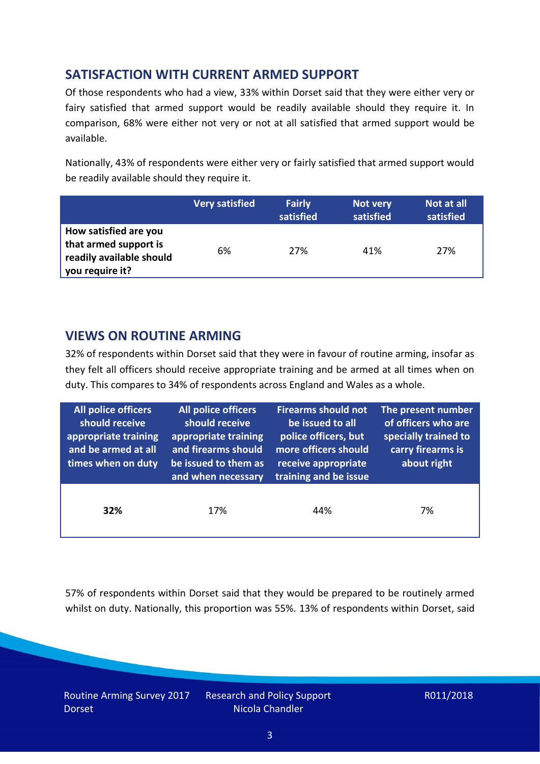## SATISFACTION WITH CURRENT ARMED SUPPORT

Of those respondents who had a view, 33% within Dorset said that they were either very or fairy satisfied that armed support would be readily available should they require it. In comparison, 68% were either not very or not at all satisfied that armed support would be available.

Nationally, 43% of respondents were either very or fairly satisfied that armed support would be readily available should they require it.

| | Very satisfied | Fairly satisfied | Not very satisfied | Not at all satisfied |
|---|---|---|---|---|
| **How satisfied are you that armed support is readily available should you require it?** | 6% | 27% | 41% | 27% |

## VIEWS ON ROUTINE ARMING

32% of respondents within Dorset said that they were in favour of routine arming, insofar as they felt all officers should receive appropriate training and be armed at all times when on duty. This compares to 34% of respondents across England and Wales as a whole.

| All police officers should receive appropriate training and be armed at all times when on duty | All police officers should receive appropriate training and firearms should be issued to them as and when necessary | Firearms should not be issued to all police officers, but more officers should receive appropriate training and be issue | The present number of officers who are specially trained to carry firearms is about right |
|---|---|---|---|
| **32%** | 17% | 44% | 7% |

57% of respondents within Dorset said that they would be prepared to be routinely armed whilst on duty. Nationally, this proportion was 55%. 13% of respondents within Dorset, said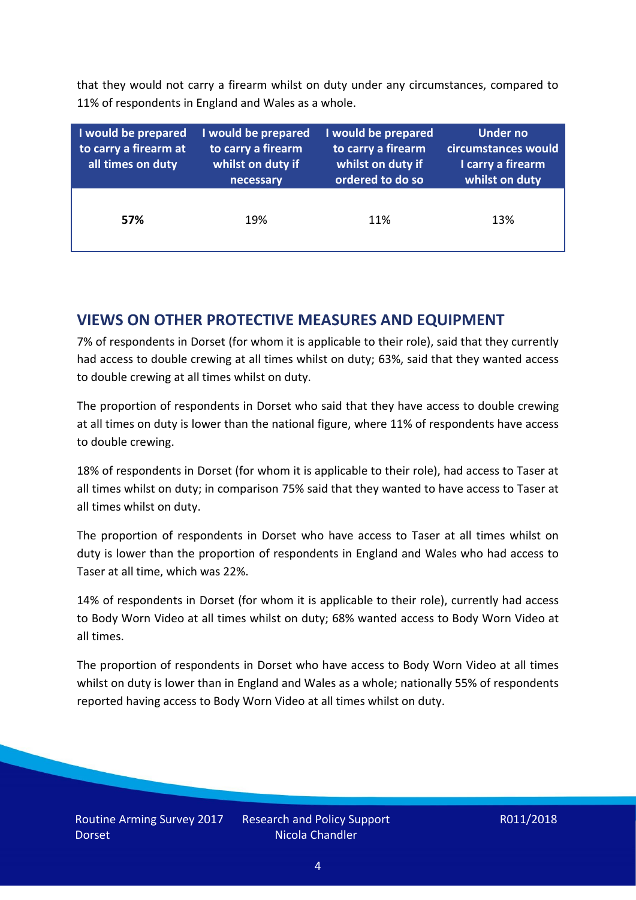that they would not carry a firearm whilst on duty under any circumstances, compared to 11% of respondents in England and Wales as a whole.

| I would be prepared to carry a firearm at all times on duty | I would be prepared to carry a firearm whilst on duty if necessary | I would be prepared to carry a firearm whilst on duty if ordered to do so | Under no circumstances would I carry a firearm whilst on duty |
|---|---|---|---|
| **57%** | 19% | 11% | 13% |

## VIEWS ON OTHER PROTECTIVE MEASURES AND EQUIPMENT

7% of respondents in Dorset (for whom it is applicable to their role), said that they currently had access to double crewing at all times whilst on duty; 63%, said that they wanted access to double crewing at all times whilst on duty.

The proportion of respondents in Dorset who said that they have access to double crewing at all times on duty is lower than the national figure, where 11% of respondents have access to double crewing.

18% of respondents in Dorset (for whom it is applicable to their role), had access to Taser at all times whilst on duty; in comparison 75% said that they wanted to have access to Taser at all times whilst on duty.

The proportion of respondents in Dorset who have access to Taser at all times whilst on duty is lower than the proportion of respondents in England and Wales who had access to Taser at all time, which was 22%.

14% of respondents in Dorset (for whom it is applicable to their role), currently had access to Body Worn Video at all times whilst on duty; 68% wanted access to Body Worn Video at all times.

The proportion of respondents in Dorset who have access to Body Worn Video at all times whilst on duty is lower than in England and Wales as a whole; nationally 55% of respondents reported having access to Body Worn Video at all times whilst on duty.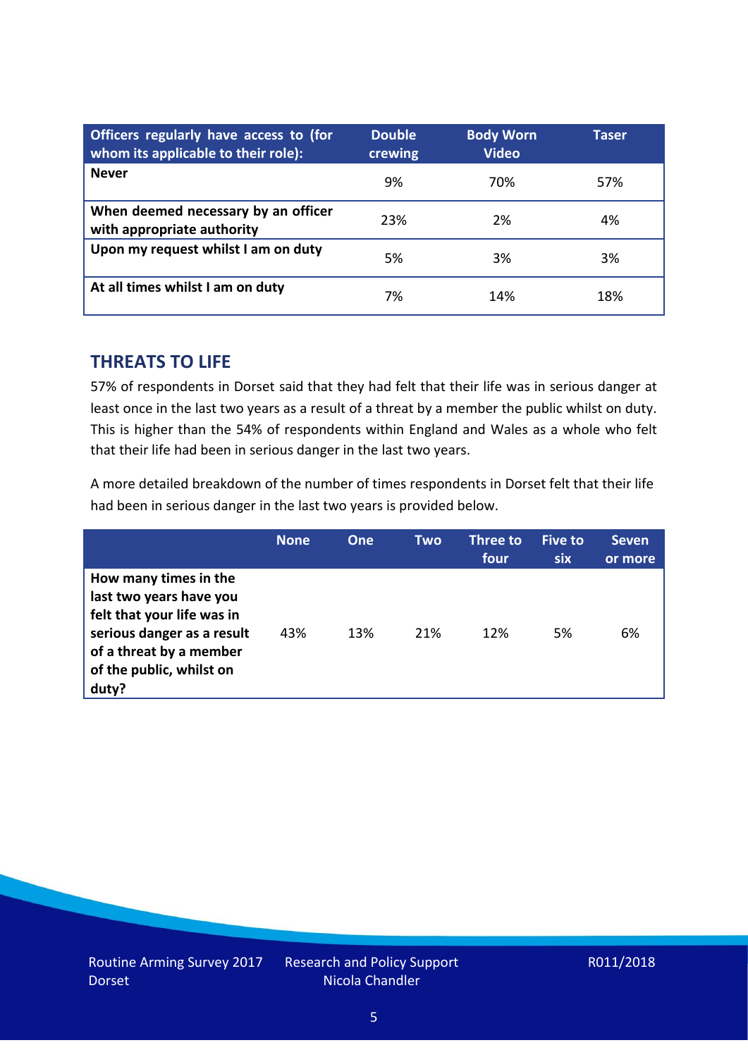| Officers regularly have access to (for whom its applicable to their role): | Double crewing | Body Worn Video | Taser |
|---|---|---|---|
| **Never** | 9% | 70% | 57% |
| **When deemed necessary by an officer with appropriate authority** | 23% | 2% | 4% |
| **Upon my request whilst I am on duty** | 5% | 3% | 3% |
| **At all times whilst I am on duty** | 7% | 14% | 18% |

## THREATS TO LIFE

57% of respondents in Dorset said that they had felt that their life was in serious danger at least once in the last two years as a result of a threat by a member the public whilst on duty. This is higher than the 54% of respondents within England and Wales as a whole who felt that their life had been in serious danger in the last two years.

A more detailed breakdown of the number of times respondents in Dorset felt that their life had been in serious danger in the last two years is provided below.

| | None | One | Two | Three to four | Five to six | Seven or more |
|---|---|---|---|---|---|---|
| **How many times in the last two years have you felt that your life was in serious danger as a result of a threat by a member of the public, whilst on duty?** | 43% | 13% | 21% | 12% | 5% | 6% |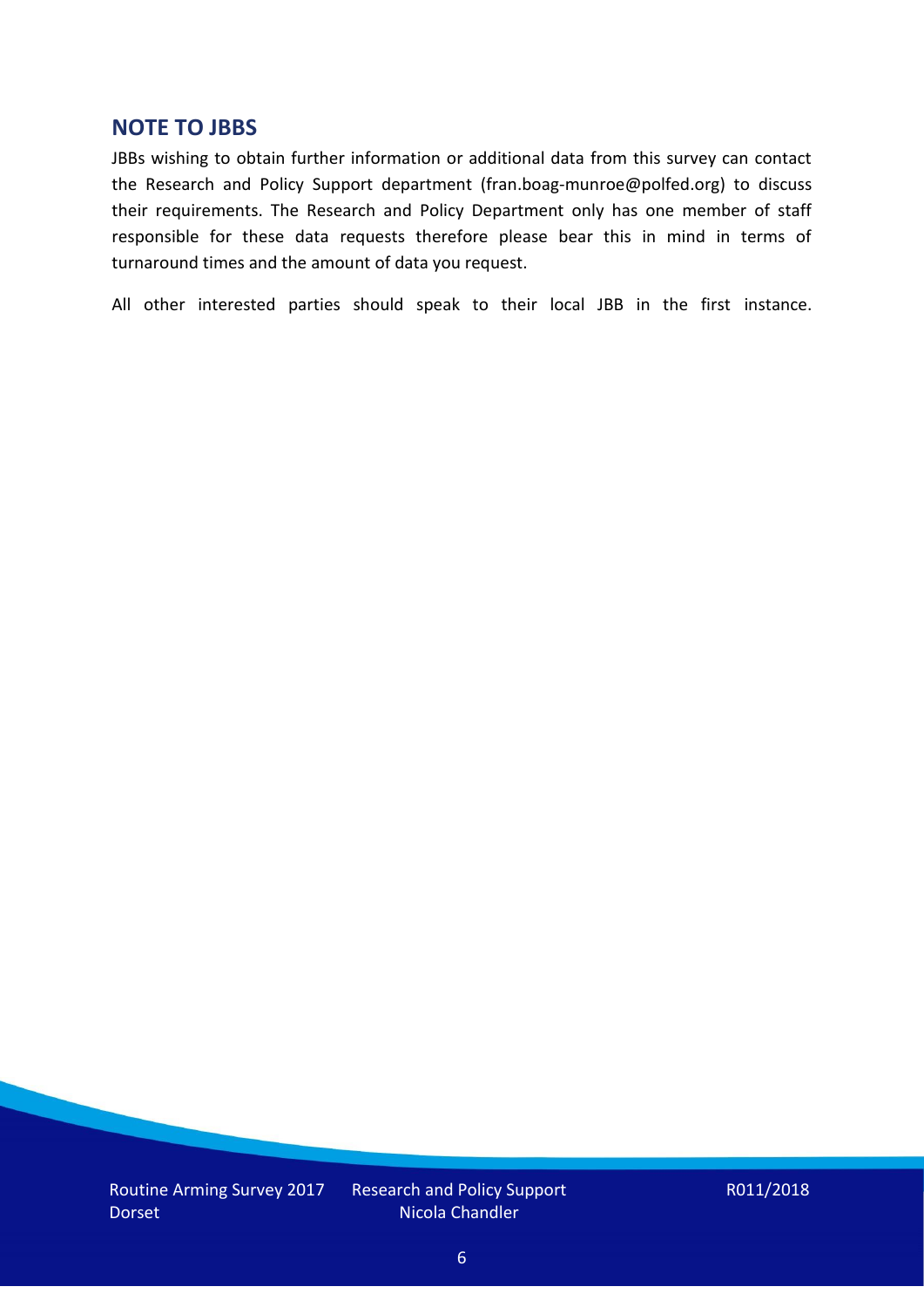## NOTE TO JBBS

JBBs wishing to obtain further information or additional data from this survey can contact the Research and Policy Support department (fran.boag-munroe@polfed.org) to discuss their requirements. The Research and Policy Department only has one member of staff responsible for these data requests therefore please bear this in mind in terms of turnaround times and the amount of data you request.

All other interested parties should speak to their local JBB in the first instance.